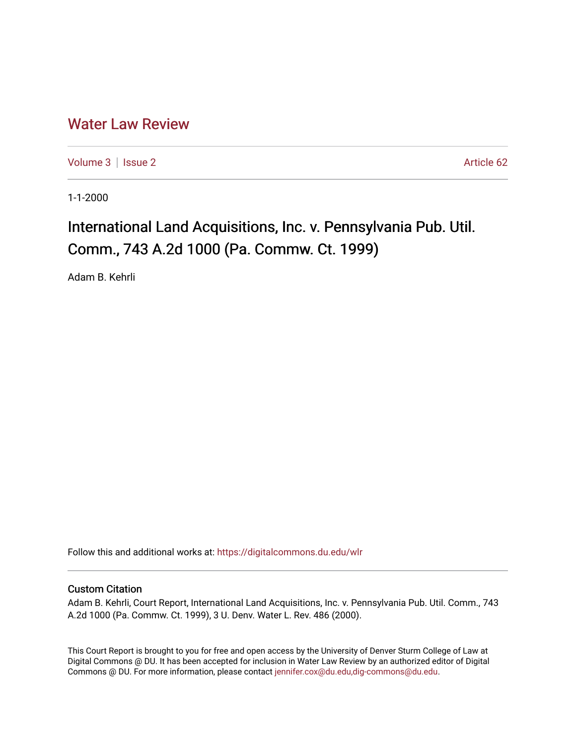# Water Law Review

Volume 3 | Issue 2 Article 62

1-1-2000

## International Land Acquisitions, Inc. v. Pennsylvania Pub. Util. Comm., 743 A.2d 1000 (Pa. Commw. Ct. 1999)

Adam B. Kehrli

Follow this and additional works at: https://digitalcommons.du.edu/wlr

### Custom Citation

Adam B. Kehrli, Court Report, International Land Acquisitions, Inc. v. Pennsylvania Pub. Util. Comm., 743 A.2d 1000 (Pa. Commw. Ct. 1999), 3 U. Denv. Water L. Rev. 486 (2000).

This Court Report is brought to you for free and open access by the University of Denver Sturm College of Law at Digital Commons @ DU. It has been accepted for inclusion in Water Law Review by an authorized editor of Digital Commons @ DU. For more information, please contact jennifer.cox@du.edu,dig-commons@du.edu.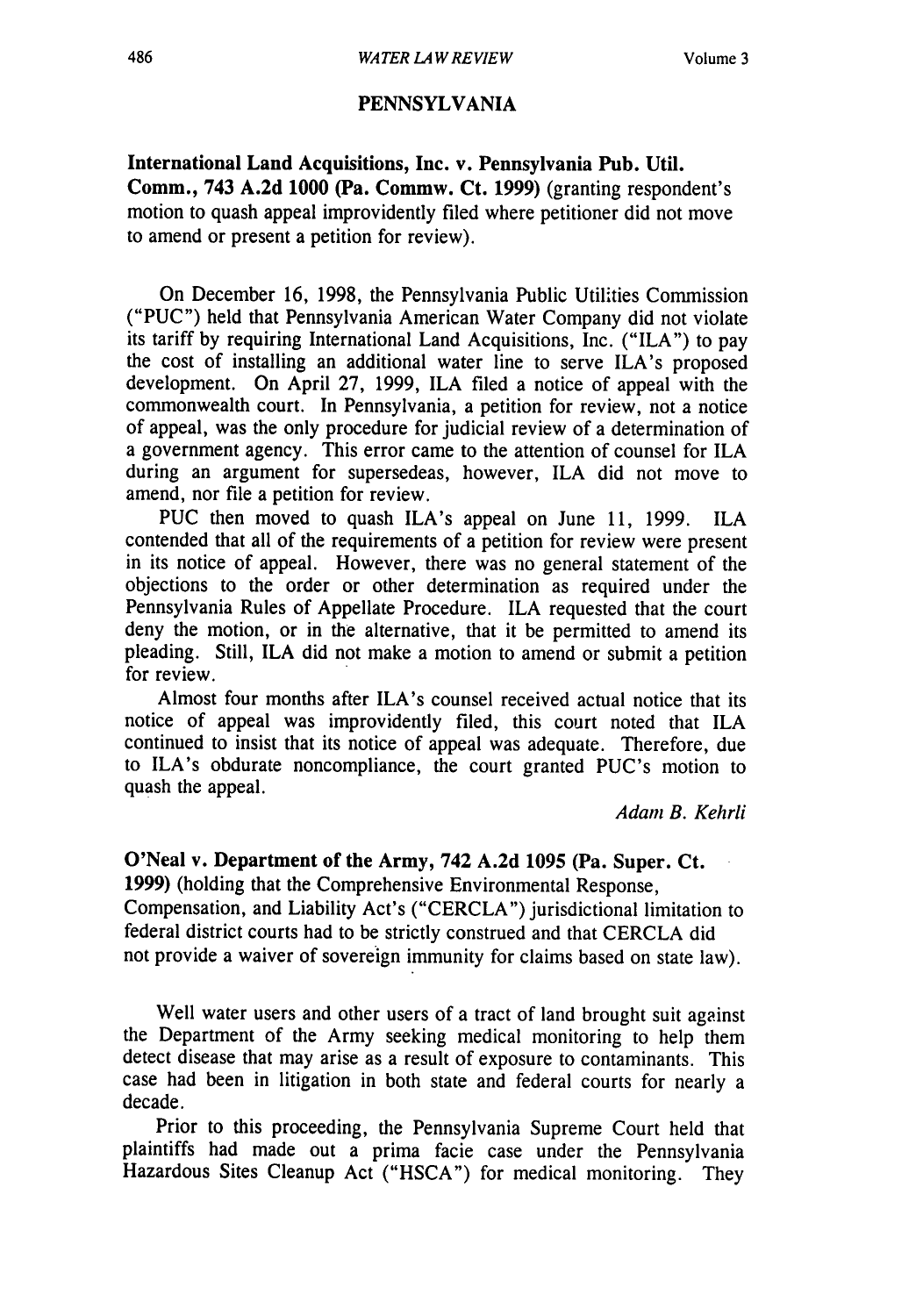## PENNSYLVANIA

**International Land Acquisitions, Inc. v. Pennsylvania Pub. Util. Comm., 743 A.2d 1000 (Pa. Commw. Ct. 1999)** (granting respondent's motion to quash appeal improvidently filed where petitioner did not move to amend or present a petition for review).

On December 16, 1998, the Pennsylvania Public Utilities Commission ("PUC") held that Pennsylvania American Water Company did not violate its tariff by requiring International Land Acquisitions, Inc. ("ILA") to pay the cost of installing an additional water line to serve ILA's proposed development. On April 27, 1999, ILA filed a notice of appeal with the commonwealth court. In Pennsylvania, a petition for review, not a notice of appeal, was the only procedure for judicial review of a determination of a government agency. This error came to the attention of counsel for ILA during an argument for supersedeas, however, ILA did not move to amend, nor file a petition for review.

PUC then moved to quash ILA's appeal on June 11, 1999. ILA contended that all of the requirements of a petition for review were present in its notice of appeal. However, there was no general statement of the objections to the order or other determination as required under the Pennsylvania Rules of Appellate Procedure. ILA requested that the court deny the motion, or in the alternative, that it be permitted to amend its pleading. Still, ILA did not make a motion to amend or submit a petition for review.

Almost four months after ILA's counsel received actual notice that its notice of appeal was improvidently filed, this court noted that ILA continued to insist that its notice of appeal was adequate. Therefore, due to ILA's obdurate noncompliance, the court granted PUC's motion to quash the appeal.

*Adam B. Kehrli*

**O'Neal v. Department of the Army, 742 A.2d 1095 (Pa. Super. Ct. 1999)** (holding that the Comprehensive Environmental Response, Compensation, and Liability Act's ("CERCLA") jurisdictional limitation to federal district courts had to be strictly construed and that CERCLA did not provide a waiver of sovereign immunity for claims based on state law).

Well water users and other users of a tract of land brought suit against the Department of the Army seeking medical monitoring to help them detect disease that may arise as a result of exposure to contaminants. This case had been in litigation in both state and federal courts for nearly a decade.

Prior to this proceeding, the Pennsylvania Supreme Court held that plaintiffs had made out a prima facie case under the Pennsylvania Hazardous Sites Cleanup Act ("HSCA") for medical monitoring. They